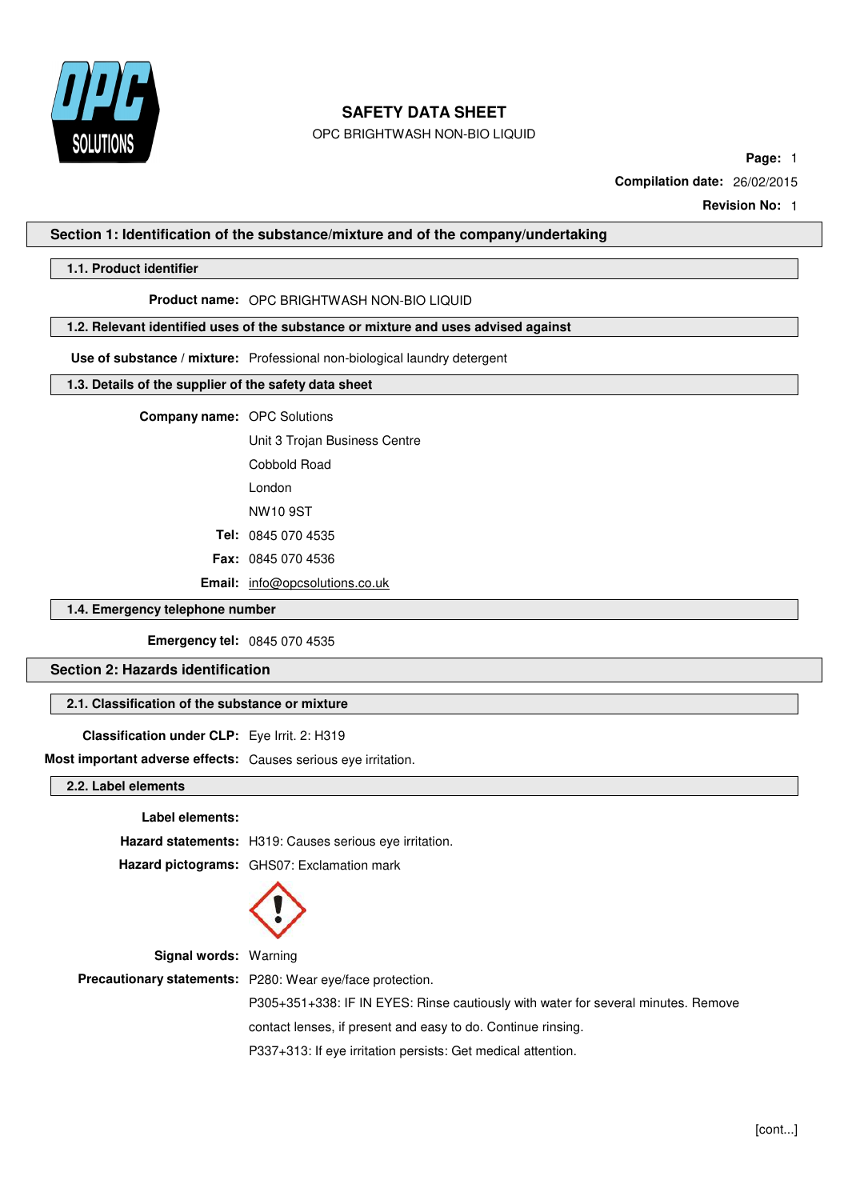# SAFETY DATA SHEET

OPC BRIGHTWASH NON-BIO LIQUID

**Page:** 1

**Compilation date:** 26/02/2015

**Revision No:** 1

## Section 1: Identification of the substance/mixture and of the company/undertaking

### 1.1. Product identifier

**Product name:** OPC BRIGHTWASH NON-BIO LIQUID

### 1.2. Relevant identified uses of the substance or mixture and uses advised against

**Use of substance / mixture:** Professional non-biological laundry detergent

### 1.3. Details of the supplier of the safety data sheet

**Company name:** OPC Solutions

Unit 3 Trojan Business Centre

Cobbold Road

London

NW10 9ST

**Tel:** 0845 070 4535

**Fax:** 0845 070 4536

**Email:** info@opcsolutions.co.uk

### 1.4. Emergency telephone number

**Emergency tel:** 0845 070 4535

## Section 2: Hazards identification

### 2.1. Classification of the substance or mixture

**Classification under CLP:** Eye Irrit. 2: H319

**Most important adverse effects:** Causes serious eye irritation.

### 2.2. Label elements

**Label elements:**

**Hazard statements:** H319: Causes serious eye irritation.

**Hazard pictograms:** GHS07: Exclamation mark

**Signal words:** Warning

**Precautionary statements:** P280: Wear eye/face protection.

P305+351+338: IF IN EYES: Rinse cautiously with water for several minutes. Remove contact lenses, if present and easy to do. Continue rinsing.

P337+313: If eye irritation persists: Get medical attention.

[cont...]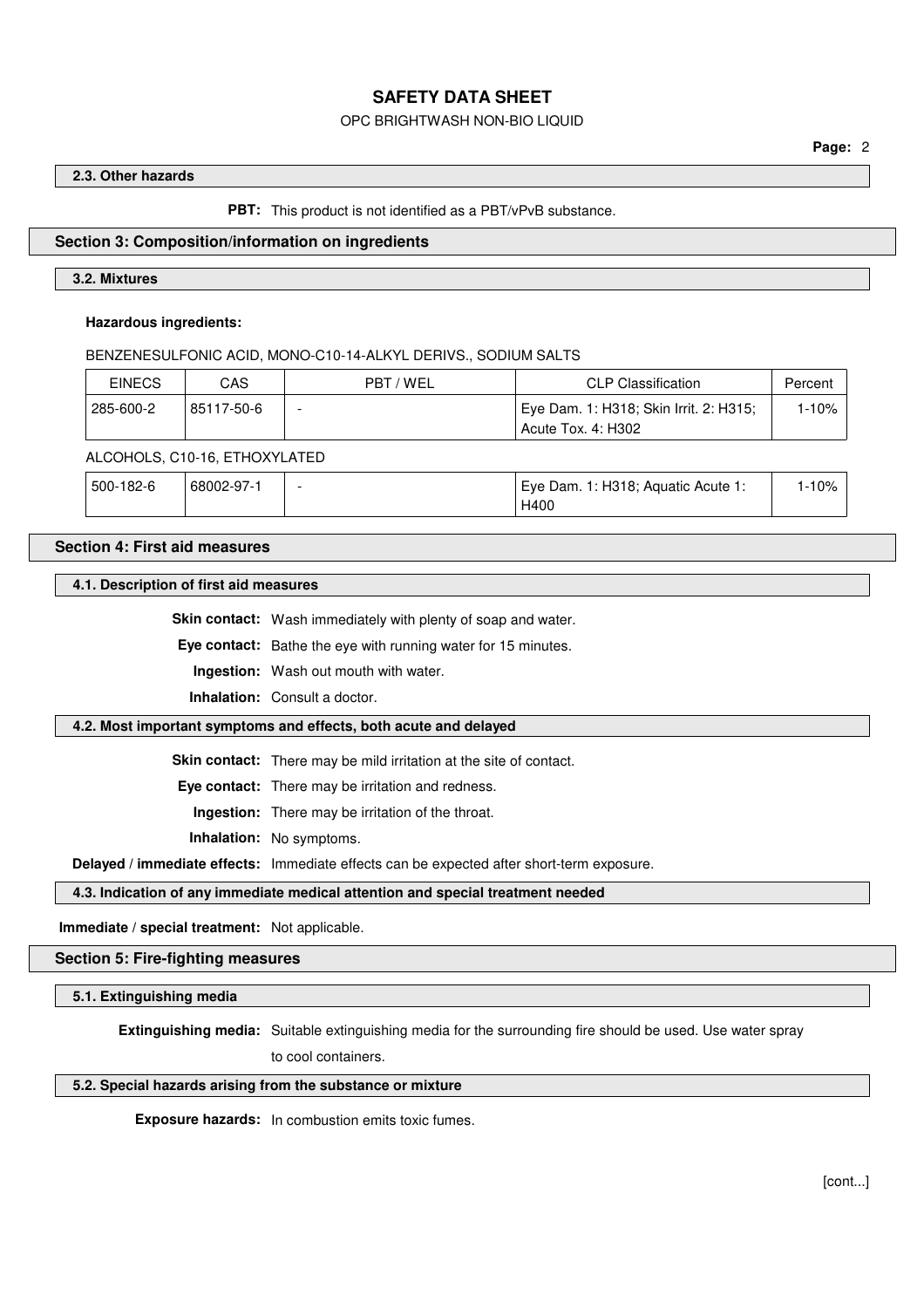### 2.3. Other hazards

**PBT:** This product is not identified as a PBT/vPvB substance.

## Section 3: Composition/information on ingredients

### 3.2. Mixtures

**Hazardous ingredients:**

BENZENESULFONIC ACID, MONO-C10-14-ALKYL DERIVS., SODIUM SALTS

| EINECS | CAS | PBT / WEL | CLP Classification | Percent |
|---|---|---|---|---|
| 285-600-2 | 85117-50-6 | - | Eye Dam. 1: H318; Skin Irrit. 2: H315; Acute Tox. 4: H302 | 1-10% |

ALCOHOLS, C10-16, ETHOXYLATED

| EINECS | CAS | PBT / WEL | CLP Classification | Percent |
|---|---|---|---|---|
| 500-182-6 | 68002-97-1 | - | Eye Dam. 1: H318; Aquatic Acute 1: H400 | 1-10% |

## Section 4: First aid measures

### 4.1. Description of first aid measures

**Skin contact:** Wash immediately with plenty of soap and water.

**Eye contact:** Bathe the eye with running water for 15 minutes.

**Ingestion:** Wash out mouth with water.

**Inhalation:** Consult a doctor.

### 4.2. Most important symptoms and effects, both acute and delayed

**Skin contact:** There may be mild irritation at the site of contact.

**Eye contact:** There may be irritation and redness.

**Ingestion:** There may be irritation of the throat.

**Inhalation:** No symptoms.

**Delayed / immediate effects:** Immediate effects can be expected after short-term exposure.

### 4.3. Indication of any immediate medical attention and special treatment needed

**Immediate / special treatment:** Not applicable.

## Section 5: Fire-fighting measures

### 5.1. Extinguishing media

**Extinguishing media:** Suitable extinguishing media for the surrounding fire should be used. Use water spray to cool containers.

### 5.2. Special hazards arising from the substance or mixture

**Exposure hazards:** In combustion emits toxic fumes.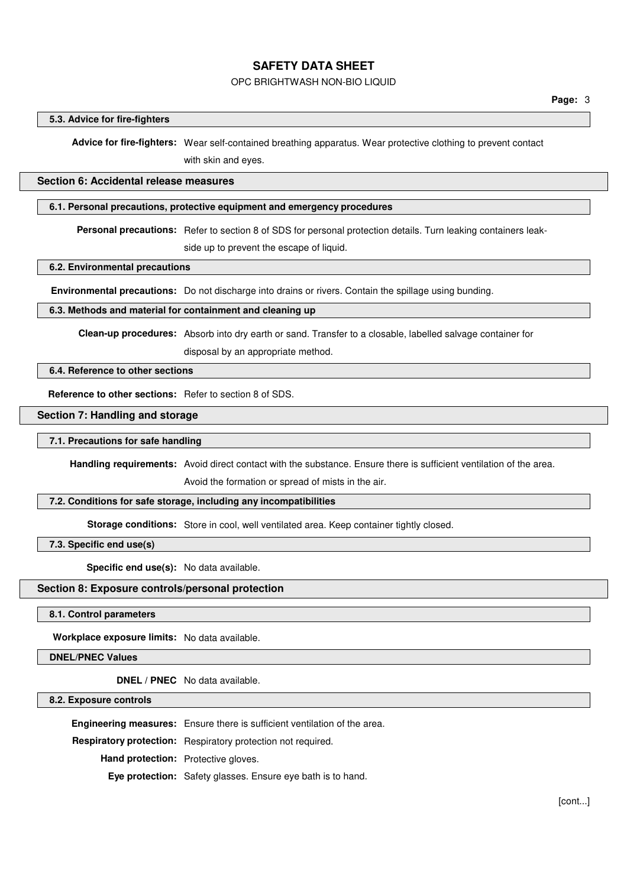### 5.3. Advice for fire-fighters

**Advice for fire-fighters:** Wear self-contained breathing apparatus. Wear protective clothing to prevent contact with skin and eyes.

## Section 6: Accidental release measures

### 6.1. Personal precautions, protective equipment and emergency procedures

**Personal precautions:** Refer to section 8 of SDS for personal protection details. Turn leaking containers leak-side up to prevent the escape of liquid.

### 6.2. Environmental precautions

**Environmental precautions:** Do not discharge into drains or rivers. Contain the spillage using bunding.

### 6.3. Methods and material for containment and cleaning up

**Clean-up procedures:** Absorb into dry earth or sand. Transfer to a closable, labelled salvage container for disposal by an appropriate method.

### 6.4. Reference to other sections

**Reference to other sections:** Refer to section 8 of SDS.

## Section 7: Handling and storage

### 7.1. Precautions for safe handling

**Handling requirements:** Avoid direct contact with the substance. Ensure there is sufficient ventilation of the area. Avoid the formation or spread of mists in the air.

### 7.2. Conditions for safe storage, including any incompatibilities

**Storage conditions:** Store in cool, well ventilated area. Keep container tightly closed.

### 7.3. Specific end use(s)

**Specific end use(s):** No data available.

## Section 8: Exposure controls/personal protection

### 8.1. Control parameters

**Workplace exposure limits:** No data available.

### DNEL/PNEC Values

**DNEL / PNEC** No data available.

### 8.2. Exposure controls

**Engineering measures:** Ensure there is sufficient ventilation of the area.

**Respiratory protection:** Respiratory protection not required.

**Hand protection:** Protective gloves.

**Eye protection:** Safety glasses. Ensure eye bath is to hand.

[cont...]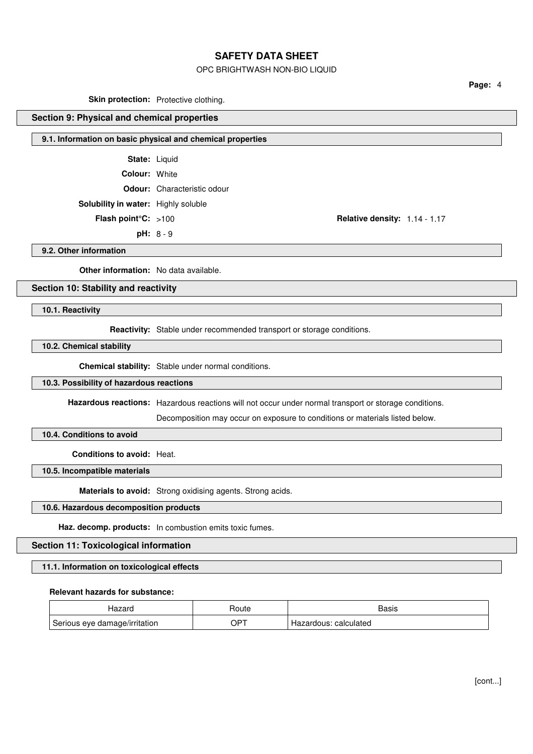**Skin protection:** Protective clothing.

## Section 9: Physical and chemical properties

### 9.1. Information on basic physical and chemical properties

**State:** Liquid

**Colour:** White

**Odour:** Characteristic odour

**Solubility in water:** Highly soluble

**Flash point°C:** >100

**Relative density:** 1.14 - 1.17

**pH:** 8 - 9

### 9.2. Other information

**Other information:** No data available.

## Section 10: Stability and reactivity

### 10.1. Reactivity

**Reactivity:** Stable under recommended transport or storage conditions.

### 10.2. Chemical stability

**Chemical stability:** Stable under normal conditions.

### 10.3. Possibility of hazardous reactions

**Hazardous reactions:** Hazardous reactions will not occur under normal transport or storage conditions.

Decomposition may occur on exposure to conditions or materials listed below.

### 10.4. Conditions to avoid

**Conditions to avoid:** Heat.

### 10.5. Incompatible materials

**Materials to avoid:** Strong oxidising agents. Strong acids.

### 10.6. Hazardous decomposition products

**Haz. decomp. products:** In combustion emits toxic fumes.

## Section 11: Toxicological information

### 11.1. Information on toxicological effects

**Relevant hazards for substance:**

| Hazard | Route | Basis |
| --- | --- | --- |
| Serious eye damage/irritation | OPT | Hazardous: calculated |

[cont...]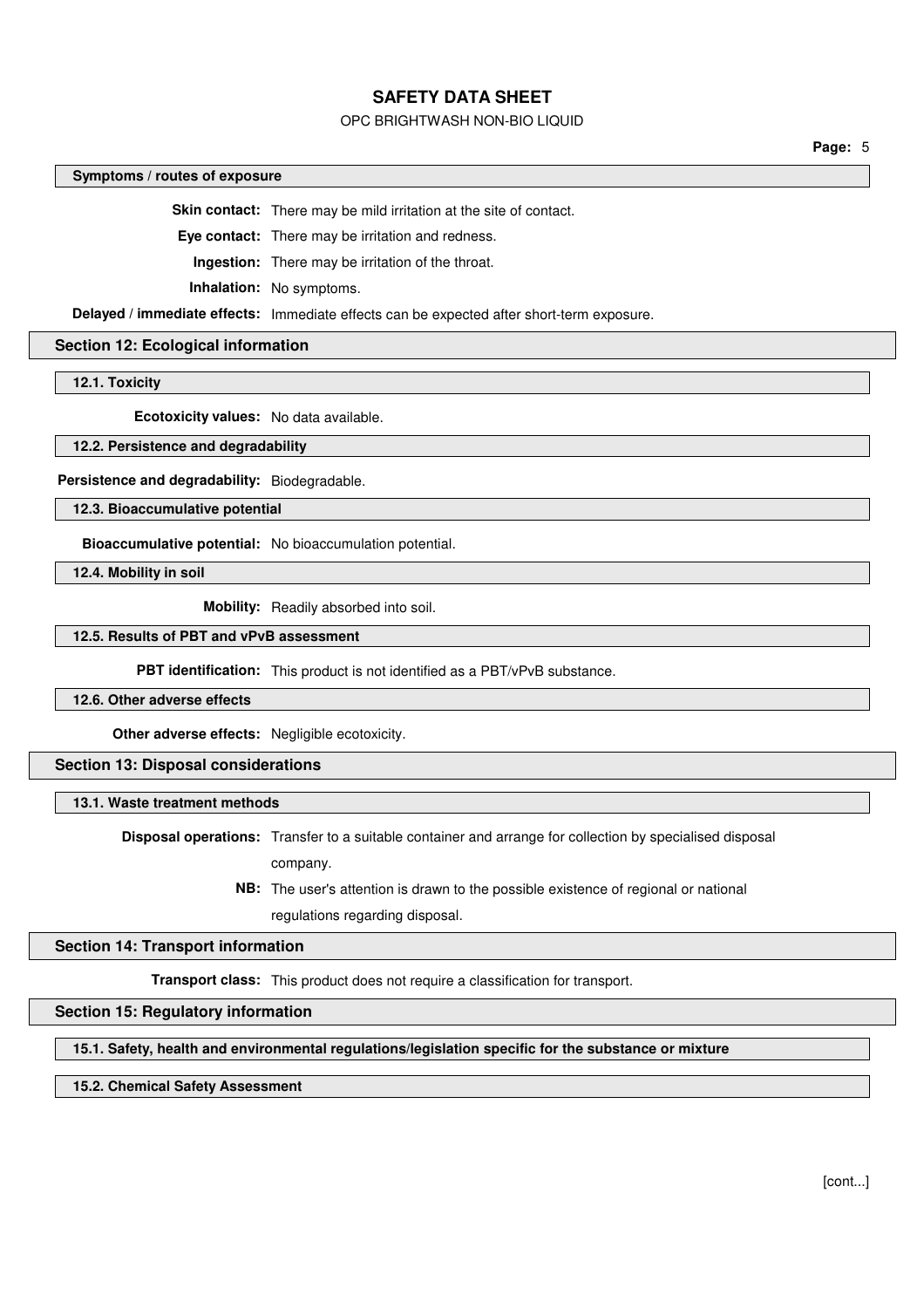#### Symptoms / routes of exposure

**Skin contact:** There may be mild irritation at the site of contact.

**Eye contact:** There may be irritation and redness.

**Ingestion:** There may be irritation of the throat.

**Inhalation:** No symptoms.

**Delayed / immediate effects:** Immediate effects can be expected after short-term exposure.

## Section 12: Ecological information

#### 12.1. Toxicity

**Ecotoxicity values:** No data available.

#### 12.2. Persistence and degradability

**Persistence and degradability:** Biodegradable.

#### 12.3. Bioaccumulative potential

**Bioaccumulative potential:** No bioaccumulation potential.

#### 12.4. Mobility in soil

**Mobility:** Readily absorbed into soil.

#### 12.5. Results of PBT and vPvB assessment

**PBT identification:** This product is not identified as a PBT/vPvB substance.

#### 12.6. Other adverse effects

**Other adverse effects:** Negligible ecotoxicity.

## Section 13: Disposal considerations

#### 13.1. Waste treatment methods

**Disposal operations:** Transfer to a suitable container and arrange for collection by specialised disposal company.

**NB:** The user's attention is drawn to the possible existence of regional or national regulations regarding disposal.

## Section 14: Transport information

**Transport class:** This product does not require a classification for transport.

## Section 15: Regulatory information

#### 15.1. Safety, health and environmental regulations/legislation specific for the substance or mixture

#### 15.2. Chemical Safety Assessment

[cont...]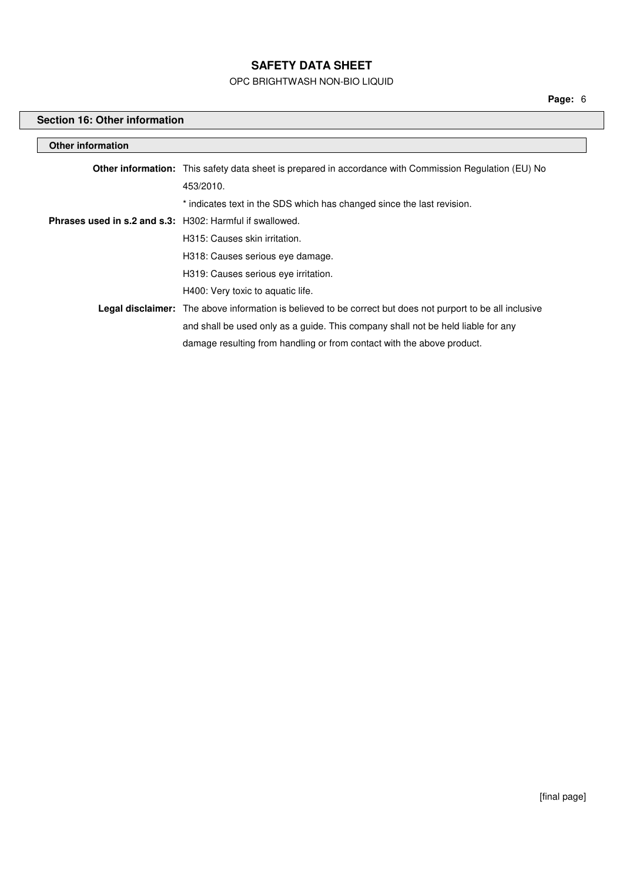## Section 16: Other information

### Other information

**Other information:** This safety data sheet is prepared in accordance with Commission Regulation (EU) No 453/2010.

* indicates text in the SDS which has changed since the last revision.

**Phrases used in s.2 and s.3:** H302: Harmful if swallowed.

H315: Causes skin irritation.

H318: Causes serious eye damage.

H319: Causes serious eye irritation.

H400: Very toxic to aquatic life.

**Legal disclaimer:** The above information is believed to be correct but does not purport to be all inclusive and shall be used only as a guide. This company shall not be held liable for any damage resulting from handling or from contact with the above product.

[final page]